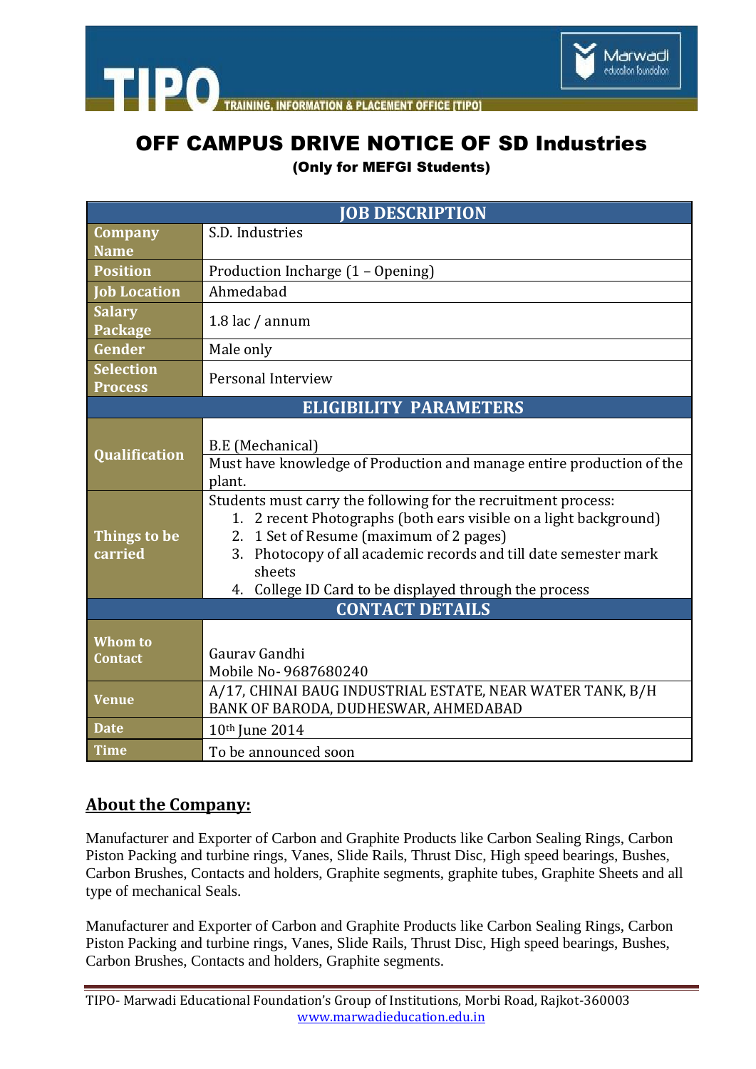# OFF CAMPUS DRIVE NOTICE OF SD Industries

**(Only for MEFGI Students)**

| JOB DESCRIPTION | |
|---|---|
| **Company Name** | S.D. Industries |
| **Position** | Production Incharge (1 – Opening) |
| **Job Location** | Ahmedabad |
| **Salary Package** | 1.8 lac / annum |
| **Gender** | Male only |
| **Selection Process** | Personal Interview |
| **ELIGIBILITY PARAMETERS** | |
| **Qualification** | B.E (Mechanical) |
| | Must have knowledge of Production and manage entire production of the plant. |
| **Things to be carried** | Students must carry the following for the recruitment process:<br>1. 2 recent Photographs (both ears visible on a light background)<br>2. 1 Set of Resume (maximum of 2 pages)<br>3. Photocopy of all academic records and till date semester mark sheets<br>4. College ID Card to be displayed through the process |
| **CONTACT DETAILS** | |
| **Whom to Contact** | Gaurav Gandhi<br>Mobile No- 9687680240 |
| **Venue** | A/17, CHINAI BAUG INDUSTRIAL ESTATE, NEAR WATER TANK, B/H BANK OF BARODA, DUDHESWAR, AHMEDABAD |
| **Date** | 10th June 2014 |
| **Time** | To be announced soon |

## About the Company:

Manufacturer and Exporter of Carbon and Graphite Products like Carbon Sealing Rings, Carbon Piston Packing and turbine rings, Vanes, Slide Rails, Thrust Disc, High speed bearings, Bushes, Carbon Brushes, Contacts and holders, Graphite segments, graphite tubes, Graphite Sheets and all type of mechanical Seals.

Manufacturer and Exporter of Carbon and Graphite Products like Carbon Sealing Rings, Carbon Piston Packing and turbine rings, Vanes, Slide Rails, Thrust Disc, High speed bearings, Bushes, Carbon Brushes, Contacts and holders, Graphite segments.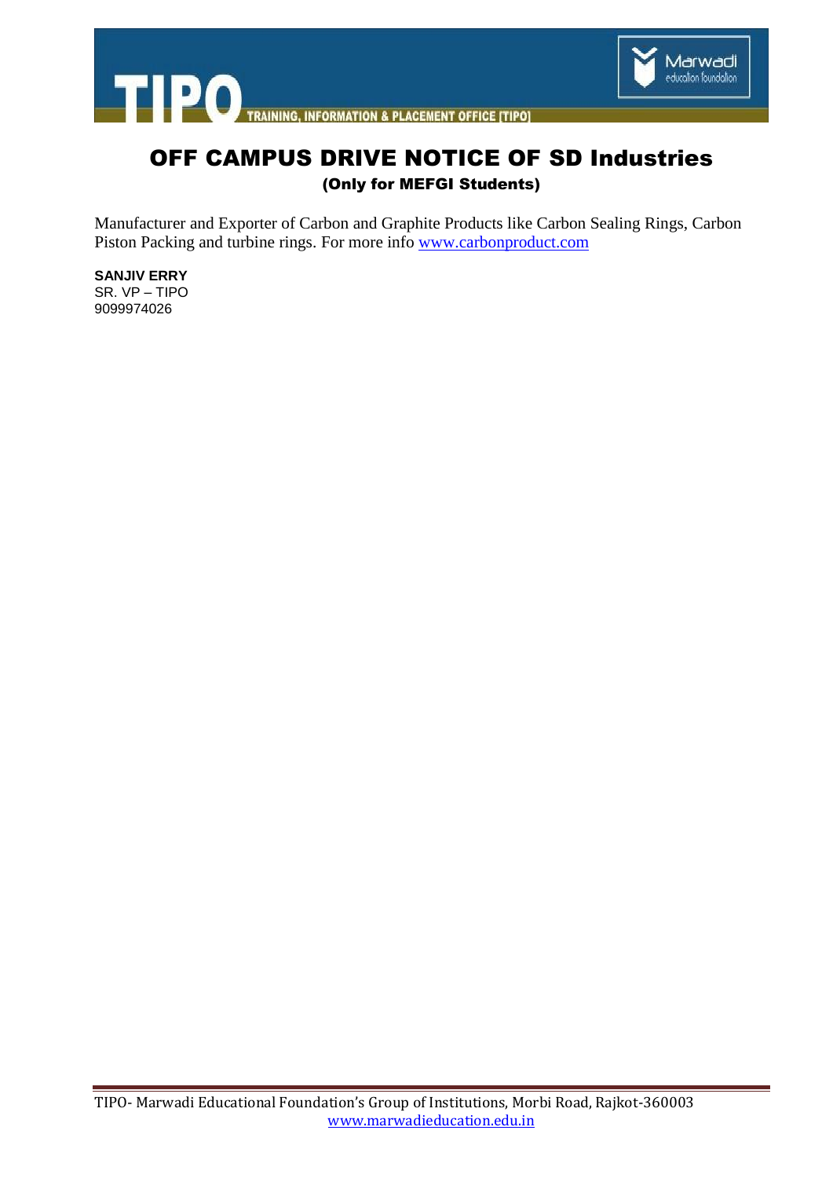# OFF CAMPUS DRIVE NOTICE OF SD Industries

### (Only for MEFGI Students)

Manufacturer and Exporter of Carbon and Graphite Products like Carbon Sealing Rings, Carbon Piston Packing and turbine rings. For more info www.carbonproduct.com

**SANJIV ERRY**
SR. VP – TIPO
9099974026